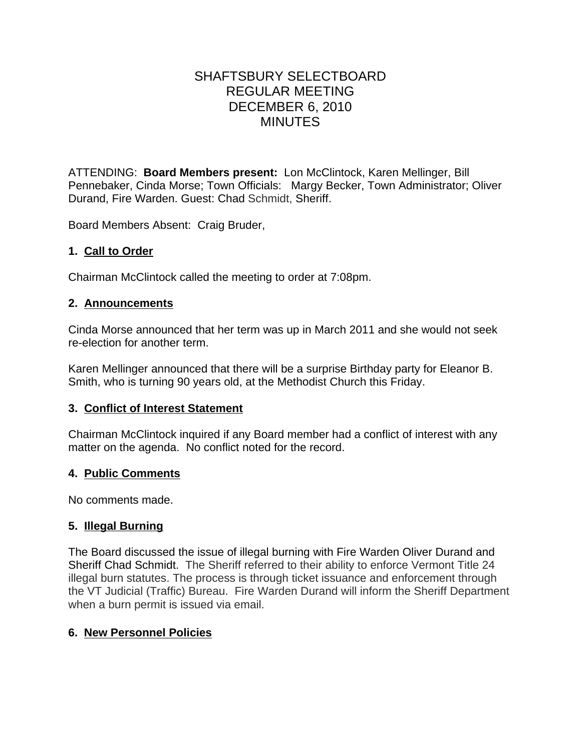# SHAFTSBURY SELECTBOARD
# REGULAR MEETING
# DECEMBER 6, 2010
# MINUTES

ATTENDING: **Board Members present:** Lon McClintock, Karen Mellinger, Bill Pennebaker, Cinda Morse; Town Officials: Margy Becker, Town Administrator; Oliver Durand, Fire Warden. Guest: Chad Schmidt, Sheriff.

Board Members Absent: Craig Bruder,

## 1. Call to Order

Chairman McClintock called the meeting to order at 7:08pm.

## 2. Announcements

Cinda Morse announced that her term was up in March 2011 and she would not seek re-election for another term.

Karen Mellinger announced that there will be a surprise Birthday party for Eleanor B. Smith, who is turning 90 years old, at the Methodist Church this Friday.

## 3. Conflict of Interest Statement

Chairman McClintock inquired if any Board member had a conflict of interest with any matter on the agenda. No conflict noted for the record.

## 4. Public Comments

No comments made.

## 5. Illegal Burning

The Board discussed the issue of illegal burning with Fire Warden Oliver Durand and Sheriff Chad Schmidt. The Sheriff referred to their ability to enforce Vermont Title 24 illegal burn statutes. The process is through ticket issuance and enforcement through the VT Judicial (Traffic) Bureau. Fire Warden Durand will inform the Sheriff Department when a burn permit is issued via email.

## 6. New Personnel Policies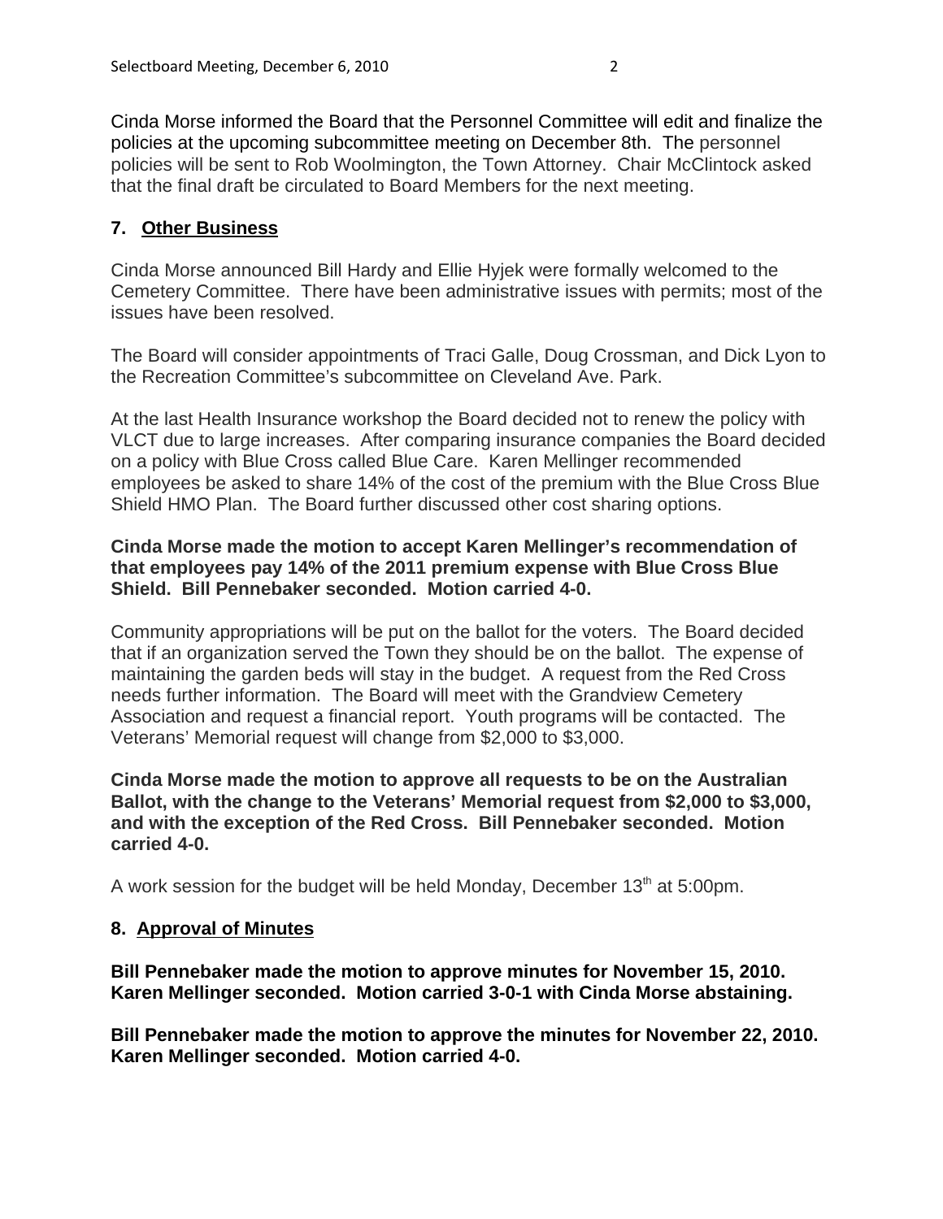Cinda Morse informed the Board that the Personnel Committee will edit and finalize the policies at the upcoming subcommittee meeting on December 8th. The personnel policies will be sent to Rob Woolmington, the Town Attorney. Chair McClintock asked that the final draft be circulated to Board Members for the next meeting.

## 7. Other Business

Cinda Morse announced Bill Hardy and Ellie Hyjek were formally welcomed to the Cemetery Committee. There have been administrative issues with permits; most of the issues have been resolved.

The Board will consider appointments of Traci Galle, Doug Crossman, and Dick Lyon to the Recreation Committee's subcommittee on Cleveland Ave. Park.

At the last Health Insurance workshop the Board decided not to renew the policy with VLCT due to large increases. After comparing insurance companies the Board decided on a policy with Blue Cross called Blue Care. Karen Mellinger recommended employees be asked to share 14% of the cost of the premium with the Blue Cross Blue Shield HMO Plan. The Board further discussed other cost sharing options.

**Cinda Morse made the motion to accept Karen Mellinger's recommendation of that employees pay 14% of the 2011 premium expense with Blue Cross Blue Shield. Bill Pennebaker seconded. Motion carried 4-0.**

Community appropriations will be put on the ballot for the voters. The Board decided that if an organization served the Town they should be on the ballot. The expense of maintaining the garden beds will stay in the budget. A request from the Red Cross needs further information. The Board will meet with the Grandview Cemetery Association and request a financial report. Youth programs will be contacted. The Veterans' Memorial request will change from $2,000 to $3,000.

**Cinda Morse made the motion to approve all requests to be on the Australian Ballot, with the change to the Veterans' Memorial request from $2,000 to $3,000, and with the exception of the Red Cross. Bill Pennebaker seconded. Motion carried 4-0.**

A work session for the budget will be held Monday, December 13th at 5:00pm.

## 8. Approval of Minutes

**Bill Pennebaker made the motion to approve minutes for November 15, 2010. Karen Mellinger seconded. Motion carried 3-0-1 with Cinda Morse abstaining.**

**Bill Pennebaker made the motion to approve the minutes for November 22, 2010. Karen Mellinger seconded. Motion carried 4-0.**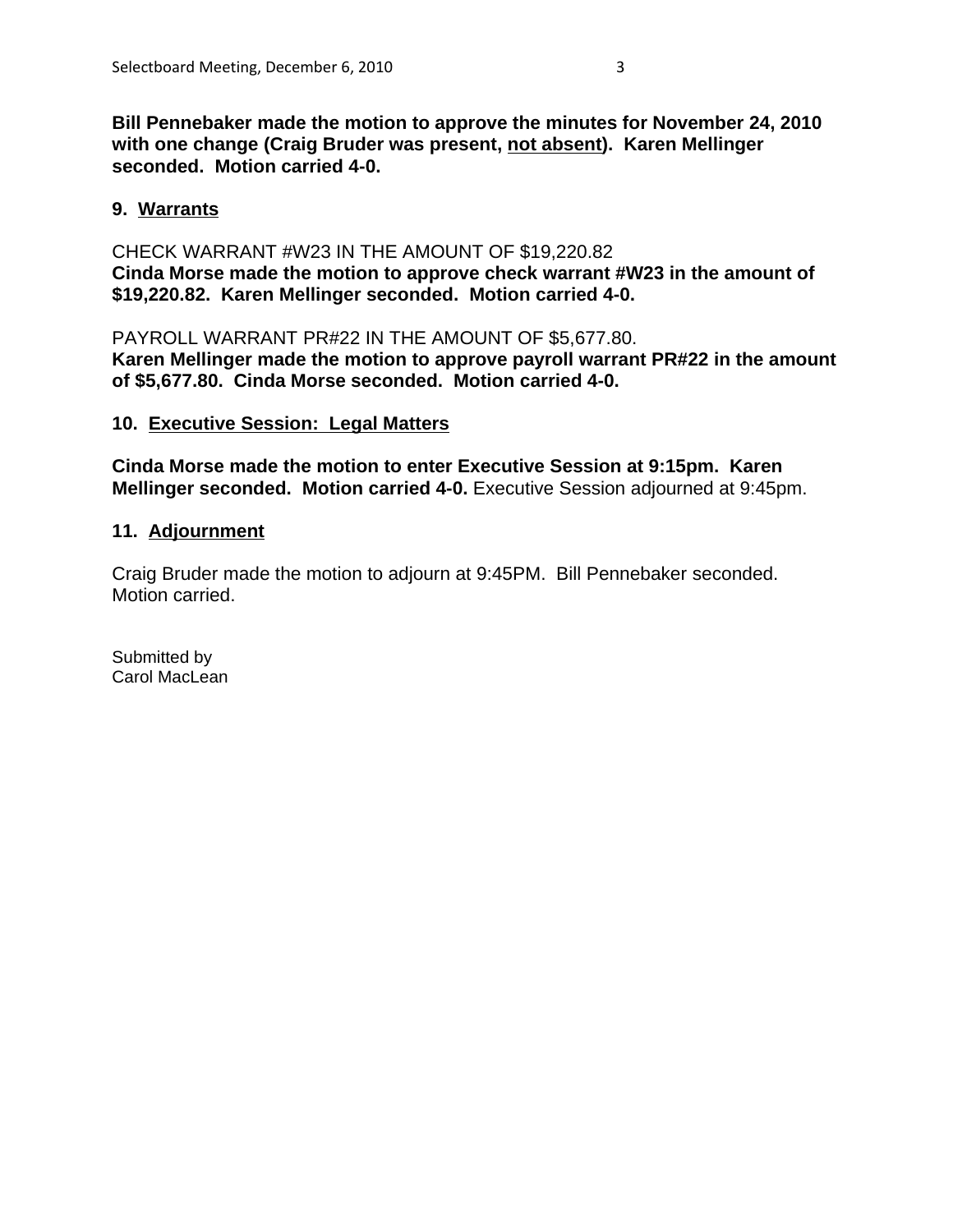**Bill Pennebaker made the motion to approve the minutes for November 24, 2010 with one change (Craig Bruder was present, not absent). Karen Mellinger seconded. Motion carried 4-0.**

## 9. Warrants

CHECK WARRANT #W23 IN THE AMOUNT OF $19,220.82
**Cinda Morse made the motion to approve check warrant #W23 in the amount of $19,220.82. Karen Mellinger seconded. Motion carried 4-0.**

PAYROLL WARRANT PR#22 IN THE AMOUNT OF $5,677.80.
**Karen Mellinger made the motion to approve payroll warrant PR#22 in the amount of $5,677.80. Cinda Morse seconded. Motion carried 4-0.**

## 10. Executive Session: Legal Matters

**Cinda Morse made the motion to enter Executive Session at 9:15pm. Karen Mellinger seconded. Motion carried 4-0.** Executive Session adjourned at 9:45pm.

## 11. Adjournment

Craig Bruder made the motion to adjourn at 9:45PM. Bill Pennebaker seconded. Motion carried.

Submitted by
Carol MacLean